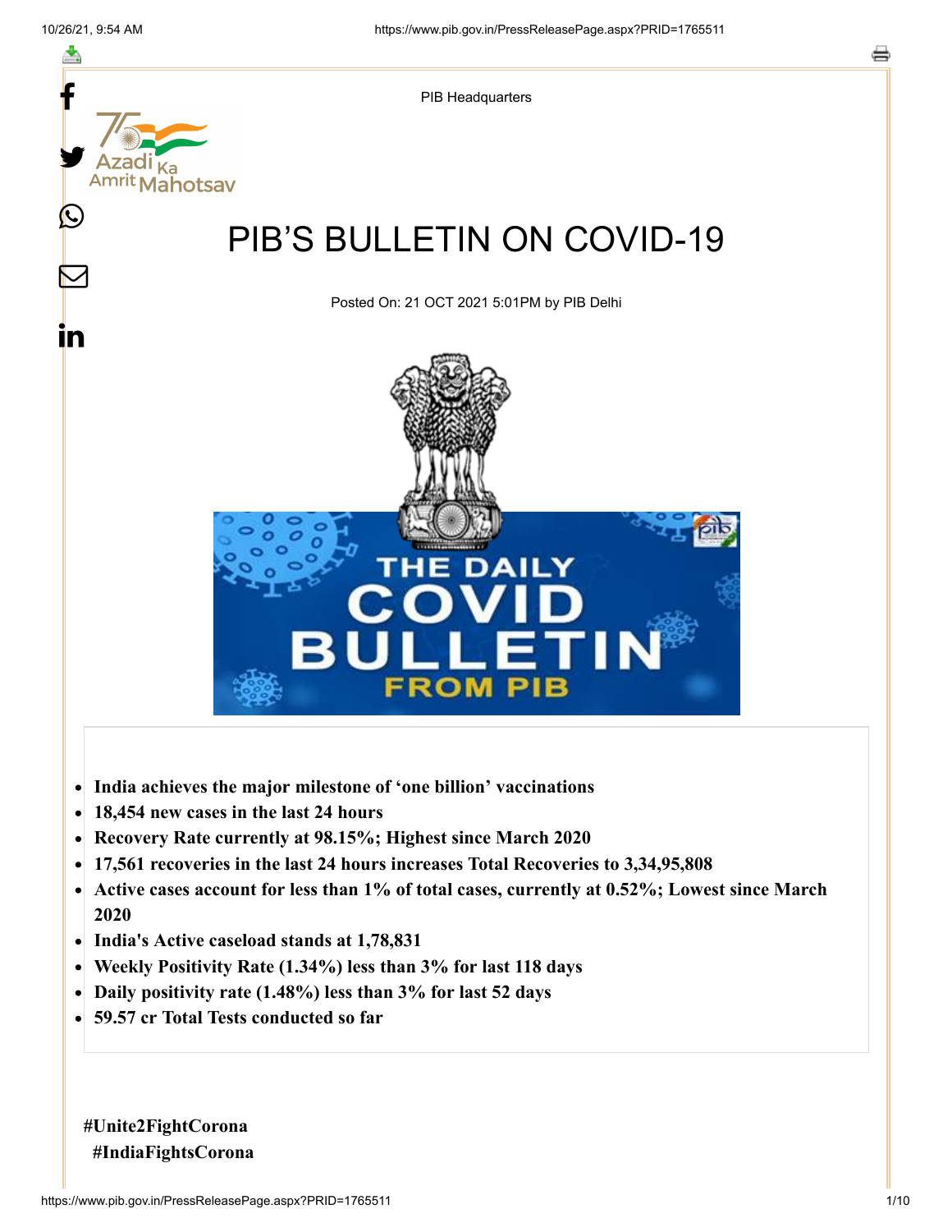PIB Headquarters

# PIB'S BULLETIN ON COVID-19

Posted On: 21 OCT 2021 5:01PM by PIB Delhi

- **India achieves the major milestone of 'one billion' vaccinations**
- **18,454 new cases in the last 24 hours**
- **Recovery Rate currently at 98.15%; Highest since March 2020**
- **17,561 recoveries in the last 24 hours increases Total Recoveries to 3,34,95,808**
- **Active cases account for less than 1% of total cases, currently at 0.52%; Lowest since March 2020**
- **India's Active caseload stands at 1,78,831**
- **Weekly Positivity Rate (1.34%) less than 3% for last 118 days**
- **Daily positivity rate (1.48%) less than 3% for last 52 days**
- **59.57 cr Total Tests conducted so far**

**#Unite2FightCorona**

**#IndiaFightsCorona**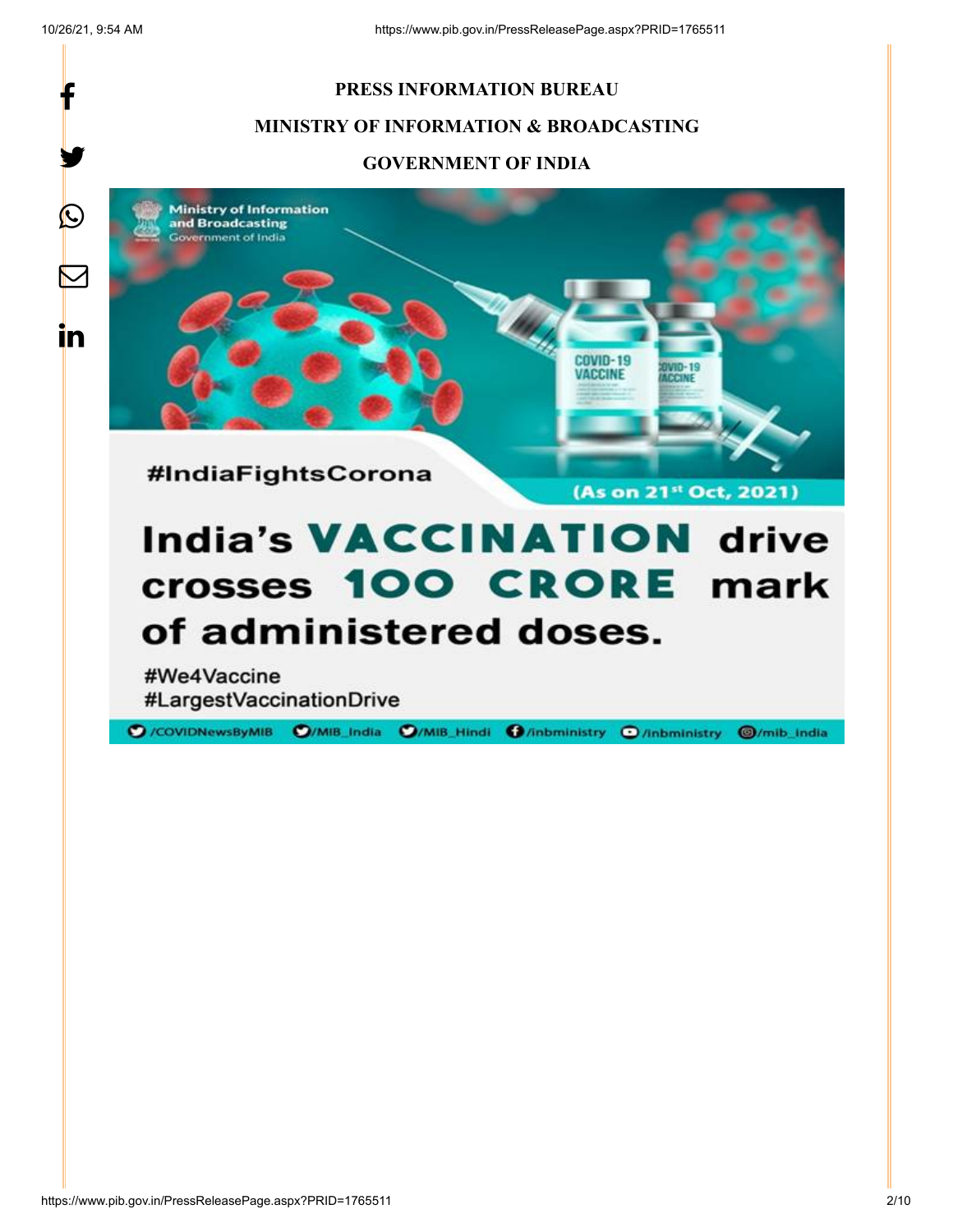**PRESS INFORMATION BUREAU**

**MINISTRY OF INFORMATION & BROADCASTING**

**GOVERNMENT OF INDIA**

Ministry of Information and Broadcasting
Government of India

COVID-19 VACCINE

#IndiaFightsCorona

(As on 21st Oct, 2021)

**India's VACCINATION drive crosses 100 CRORE mark of administered doses.**

#We4Vaccine
#LargestVaccinationDrive

/COVIDNewsByMIB /MIB_India /MIB_Hindi /inbministry /inbministry /mib_india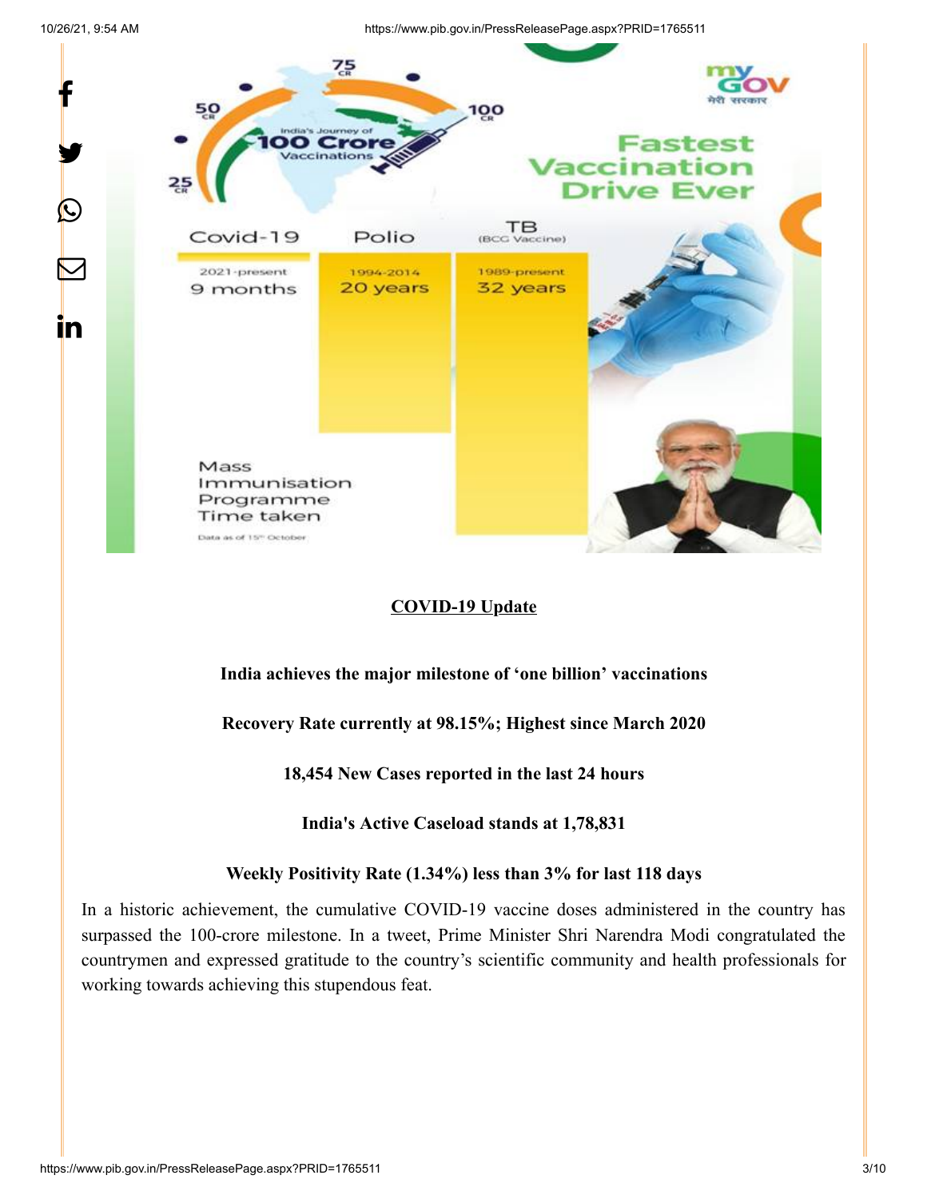## COVID-19 Update

**India achieves the major milestone of 'one billion' vaccinations**

**Recovery Rate currently at 98.15%; Highest since March 2020**

**18,454 New Cases reported in the last 24 hours**

**India's Active Caseload stands at 1,78,831**

**Weekly Positivity Rate (1.34%) less than 3% for last 118 days**

In a historic achievement, the cumulative COVID-19 vaccine doses administered in the country has surpassed the 100-crore milestone. In a tweet, Prime Minister Shri Narendra Modi congratulated the countrymen and expressed gratitude to the country's scientific community and health professionals for working towards achieving this stupendous feat.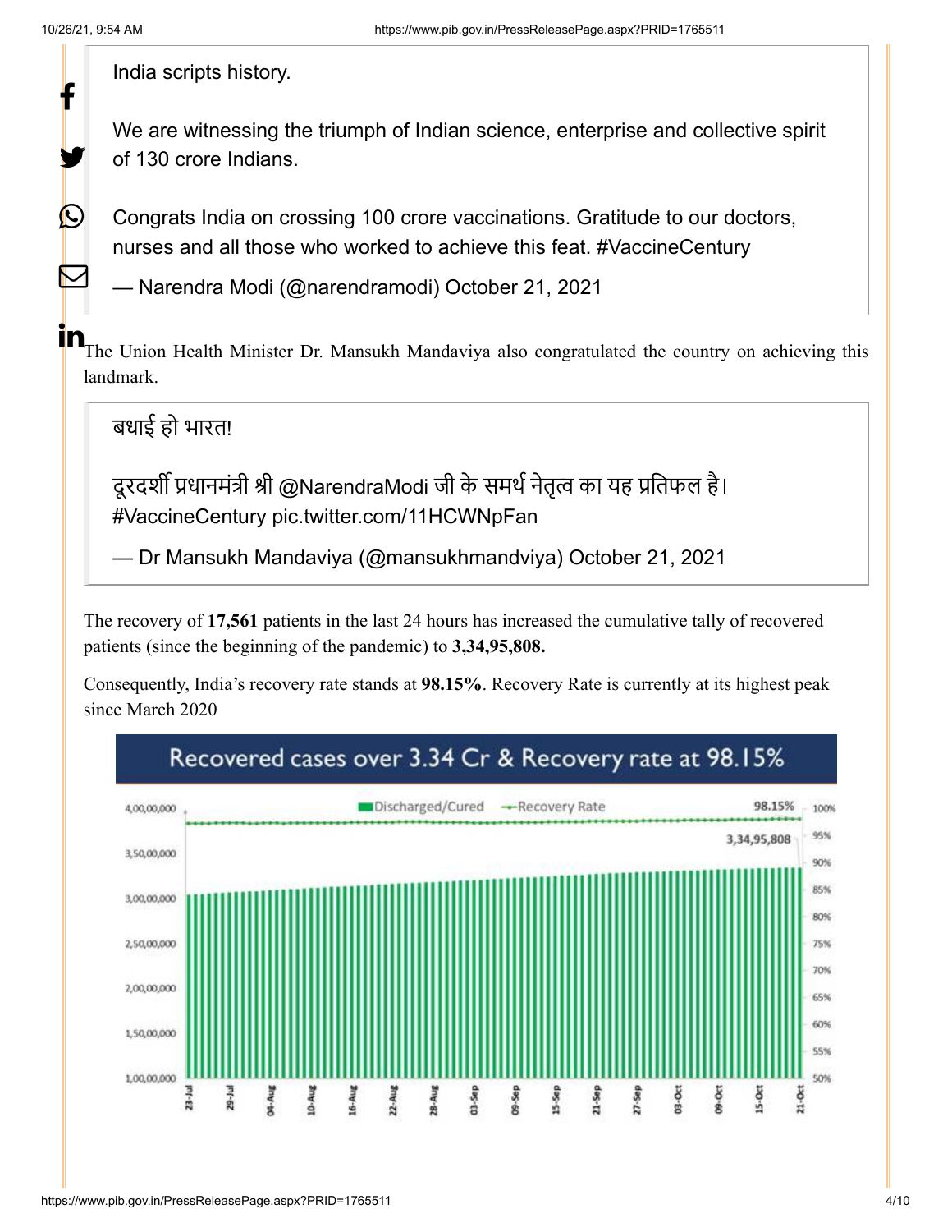> India scripts history.
>
> We are witnessing the triumph of Indian science, enterprise and collective spirit of 130 crore Indians.
>
> Congrats India on crossing 100 crore vaccinations. Gratitude to our doctors, nurses and all those who worked to achieve this feat. #VaccineCentury
>
> — Narendra Modi (@narendramodi) October 21, 2021

The Union Health Minister Dr. Mansukh Mandaviya also congratulated the country on achieving this landmark.

> बधाई हो भारत!
>
> दूरदर्शी प्रधानमंत्री श्री @NarendraModi जी के समर्थ नेतृत्व का यह प्रतिफल है। #VaccineCentury pic.twitter.com/11HCWNpFan
>
> — Dr Mansukh Mandaviya (@mansukhmandviya) October 21, 2021

The recovery of **17,561** patients in the last 24 hours has increased the cumulative tally of recovered patients (since the beginning of the pandemic) to **3,34,95,808.**

Consequently, India's recovery rate stands at **98.15%**. Recovery Rate is currently at its highest peak since March 2020

Recovered cases over 3.34 Cr & Recovery rate at 98.15%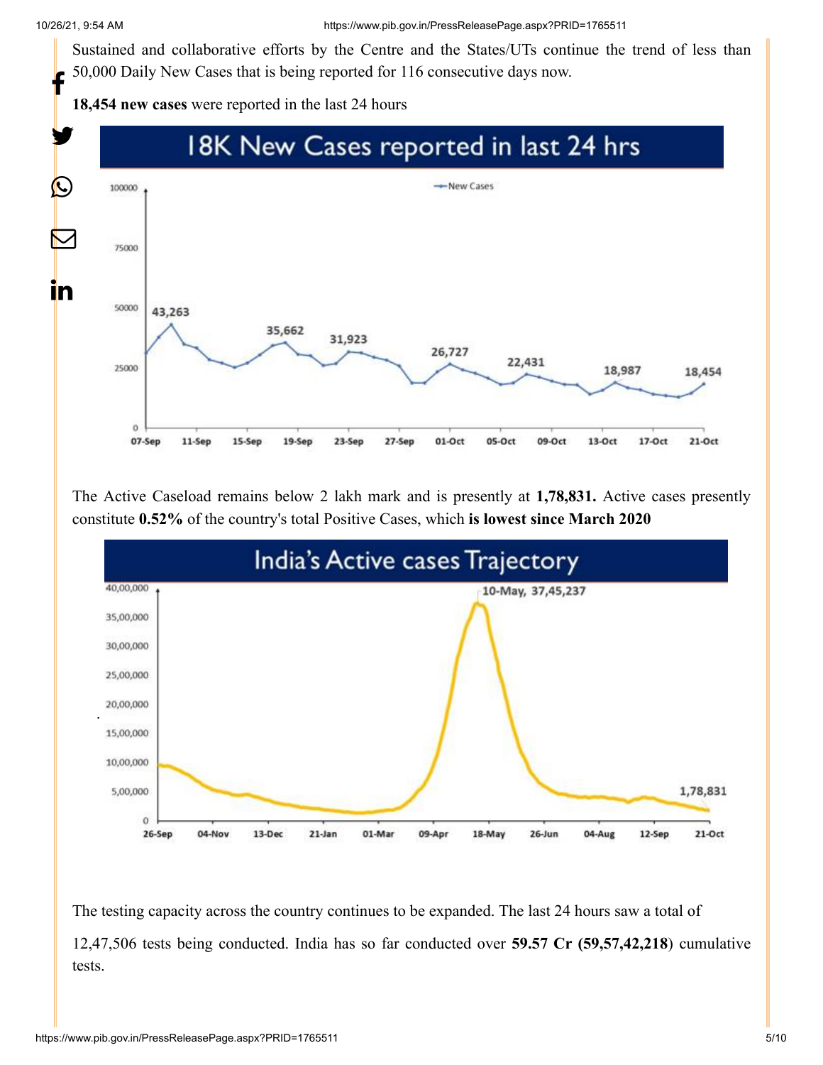Sustained and collaborative efforts by the Centre and the States/UTs continue the trend of less than 50,000 Daily New Cases that is being reported for 116 consecutive days now.

**18,454 new cases** were reported in the last 24 hours

The Active Caseload remains below 2 lakh mark and is presently at **1,78,831.** Active cases presently constitute **0.52%** of the country's total Positive Cases, which **is lowest since March 2020**

The testing capacity across the country continues to be expanded. The last 24 hours saw a total of 12,47,506 tests being conducted. India has so far conducted over **59.57 Cr (59,57,42,218**) cumulative tests.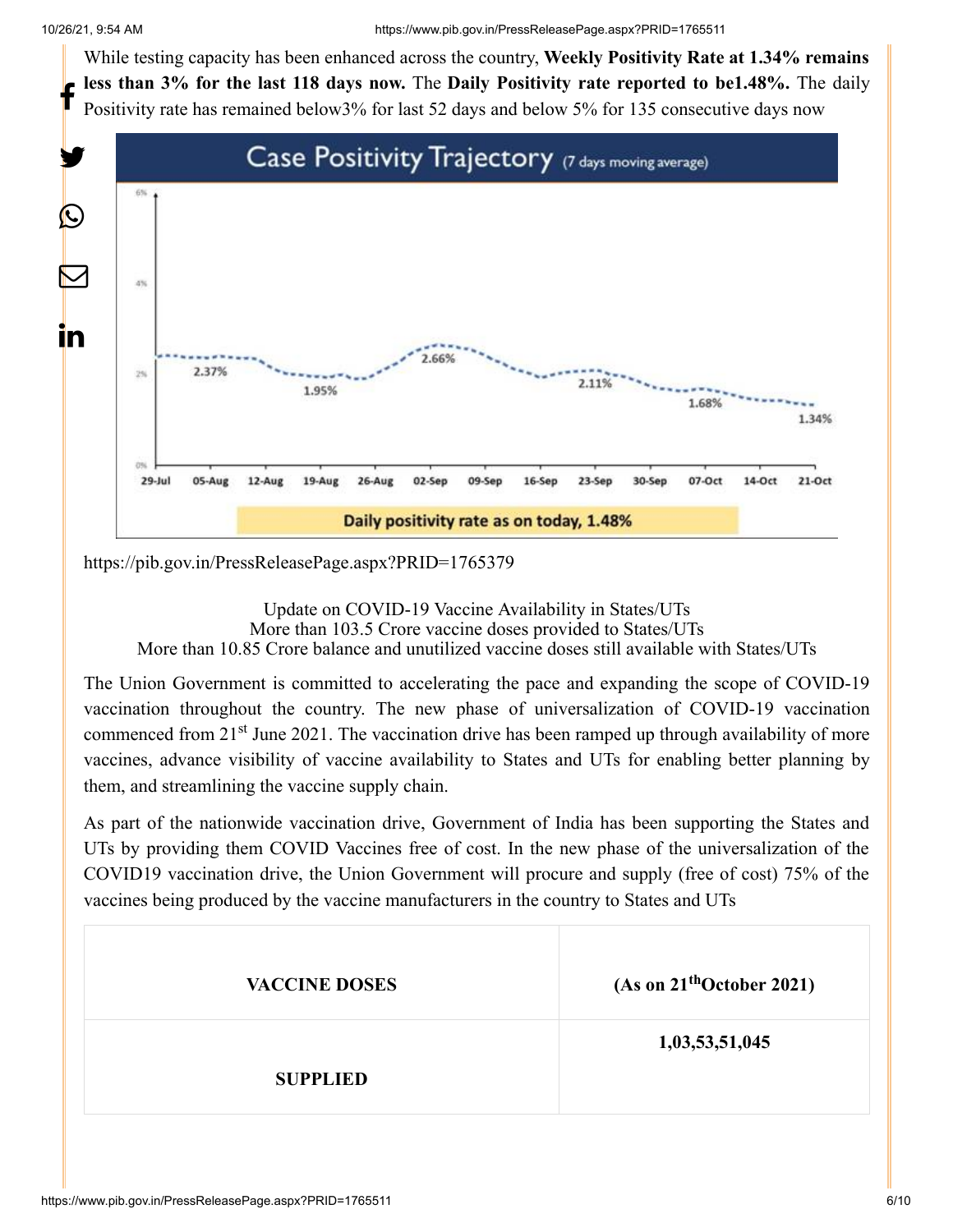While testing capacity has been enhanced across the country, **Weekly Positivity Rate at 1.34% remains less than 3% for the last 118 days now.** The **Daily Positivity rate reported to be1.48%.** The daily Positivity rate has remained below3% for last 52 days and below 5% for 135 consecutive days now

https://pib.gov.in/PressReleasePage.aspx?PRID=1765379

Update on COVID-19 Vaccine Availability in States/UTs
More than 103.5 Crore vaccine doses provided to States/UTs
More than 10.85 Crore balance and unutilized vaccine doses still available with States/UTs

The Union Government is committed to accelerating the pace and expanding the scope of COVID-19 vaccination throughout the country. The new phase of universalization of COVID-19 vaccination commenced from 21st June 2021. The vaccination drive has been ramped up through availability of more vaccines, advance visibility of vaccine availability to States and UTs for enabling better planning by them, and streamlining the vaccine supply chain.

As part of the nationwide vaccination drive, Government of India has been supporting the States and UTs by providing them COVID Vaccines free of cost. In the new phase of the universalization of the COVID19 vaccination drive, the Union Government will procure and supply (free of cost) 75% of the vaccines being produced by the vaccine manufacturers in the country to States and UTs

| VACCINE DOSES | (As on 21th October 2021) |
|---|---|
| SUPPLIED | 1,03,53,51,045 |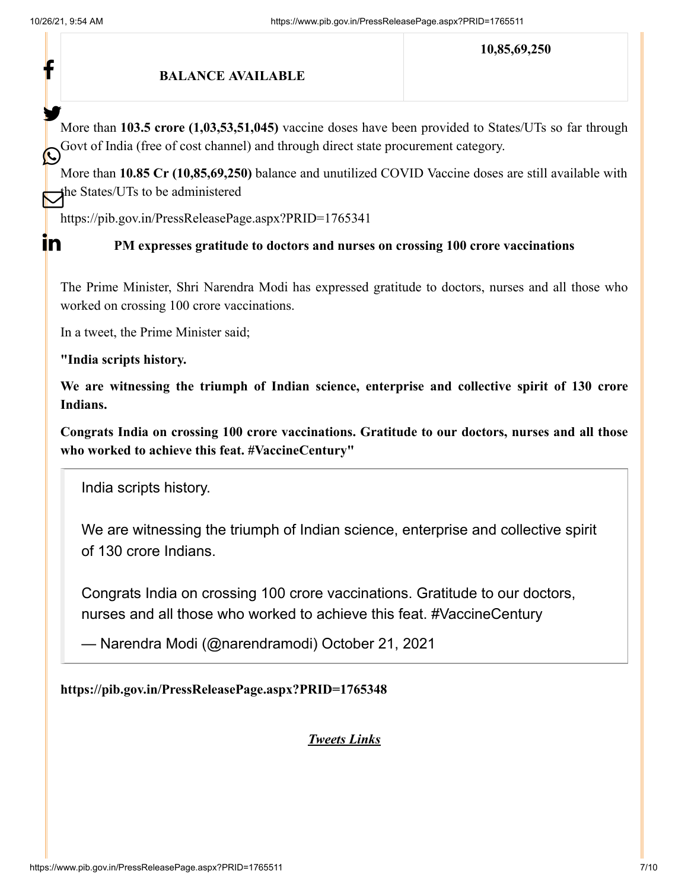| BALANCE AVAILABLE | 10,85,69,250 |
| --- | --- |

More than **103.5 crore (1,03,53,51,045)** vaccine doses have been provided to States/UTs so far through Govt of India (free of cost channel) and through direct state procurement category.

More than **10.85 Cr (10,85,69,250)** balance and unutilized COVID Vaccine doses are still available with the States/UTs to be administered

https://pib.gov.in/PressReleasePage.aspx?PRID=1765341

**PM expresses gratitude to doctors and nurses on crossing 100 crore vaccinations**

The Prime Minister, Shri Narendra Modi has expressed gratitude to doctors, nurses and all those who worked on crossing 100 crore vaccinations.

In a tweet, the Prime Minister said;

**"India scripts history.**

**We are witnessing the triumph of Indian science, enterprise and collective spirit of 130 crore Indians.**

**Congrats India on crossing 100 crore vaccinations. Gratitude to our doctors, nurses and all those who worked to achieve this feat. #VaccineCentury"**

> India scripts history.
>
> We are witnessing the triumph of Indian science, enterprise and collective spirit of 130 crore Indians.
>
> Congrats India on crossing 100 crore vaccinations. Gratitude to our doctors, nurses and all those who worked to achieve this feat. #VaccineCentury
>
> — Narendra Modi (@narendramodi) October 21, 2021

**https://pib.gov.in/PressReleasePage.aspx?PRID=1765348**

***Tweets Links***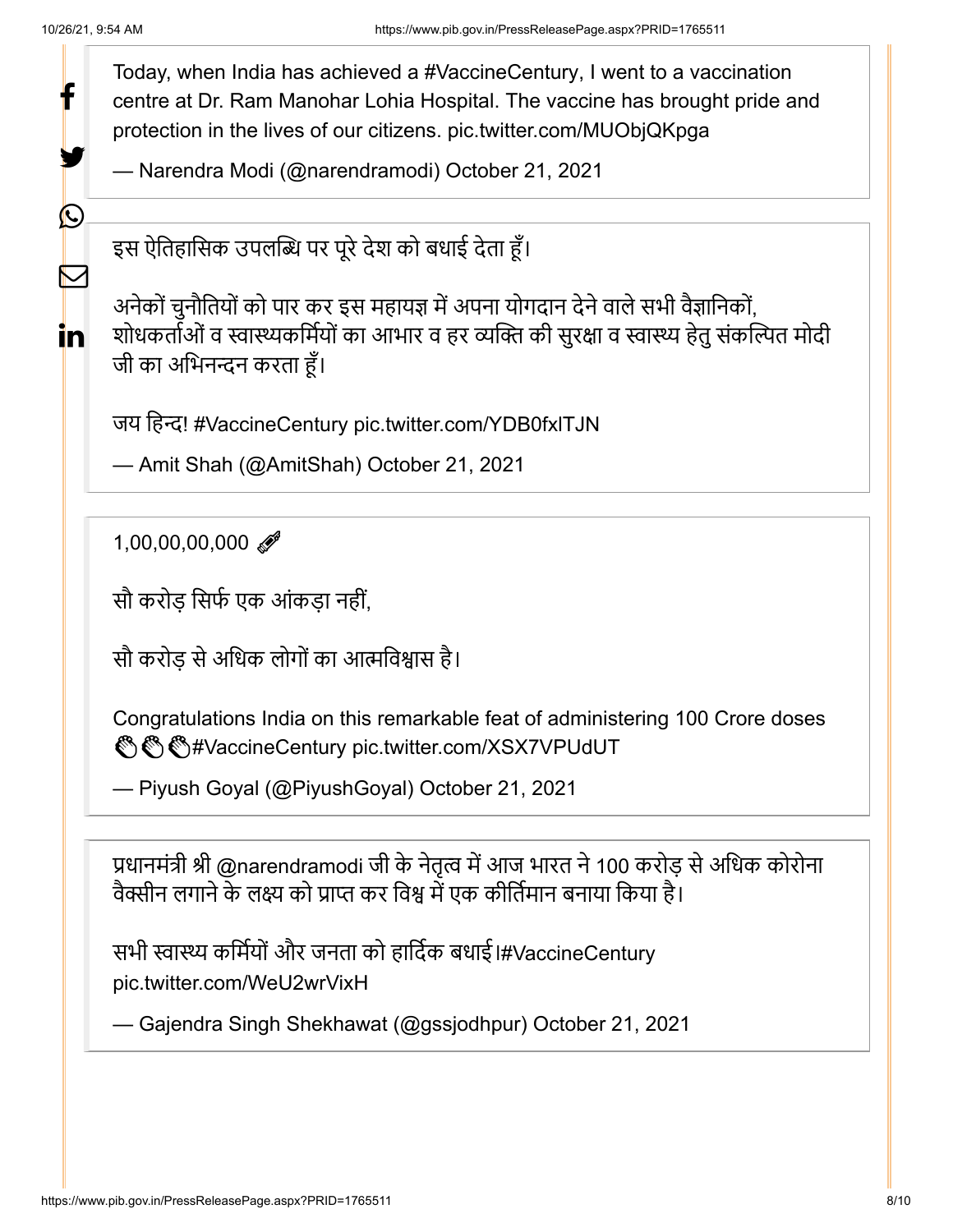Today, when India has achieved a #VaccineCentury, I went to a vaccination centre at Dr. Ram Manohar Lohia Hospital. The vaccine has brought pride and protection in the lives of our citizens. pic.twitter.com/MUObjQKpga

— Narendra Modi (@narendramodi) October 21, 2021

इस ऐतिहासिक उपलब्धि पर पूरे देश को बधाई देता हूँ।

अनेकों चुनौतियों को पार कर इस महायज्ञ में अपना योगदान देने वाले सभी वैज्ञानिकों, शोधकर्ताओं व स्वास्थ्यकर्मियों का आभार व हर व्यक्ति की सुरक्षा व स्वास्थ्य हेतु संकल्पित मोदी जी का अभिनन्दन करता हूँ।

जय हिन्द! #VaccineCentury pic.twitter.com/YDB0fxlTJN

— Amit Shah (@AmitShah) October 21, 2021

1,00,00,00,000 💉

सौ करोड़ सिर्फ एक आंकड़ा नहीं,

सौ करोड़ से अधिक लोगों का आत्मविश्वास है।

Congratulations India on this remarkable feat of administering 100 Crore doses 👏👏👏#VaccineCentury pic.twitter.com/XSX7VPUdUT

— Piyush Goyal (@PiyushGoyal) October 21, 2021

प्रधानमंत्री श्री @narendramodi जी के नेतृत्व में आज भारत ने 100 करोड़ से अधिक कोरोना वैक्सीन लगाने के लक्ष्य को प्राप्त कर विश्व में एक कीर्तिमान बनाया किया है।

सभी स्वास्थ्य कर्मियों और जनता को हार्दिक बधाई।#VaccineCentury pic.twitter.com/WeU2wrVixH

— Gajendra Singh Shekhawat (@gssjodhpur) October 21, 2021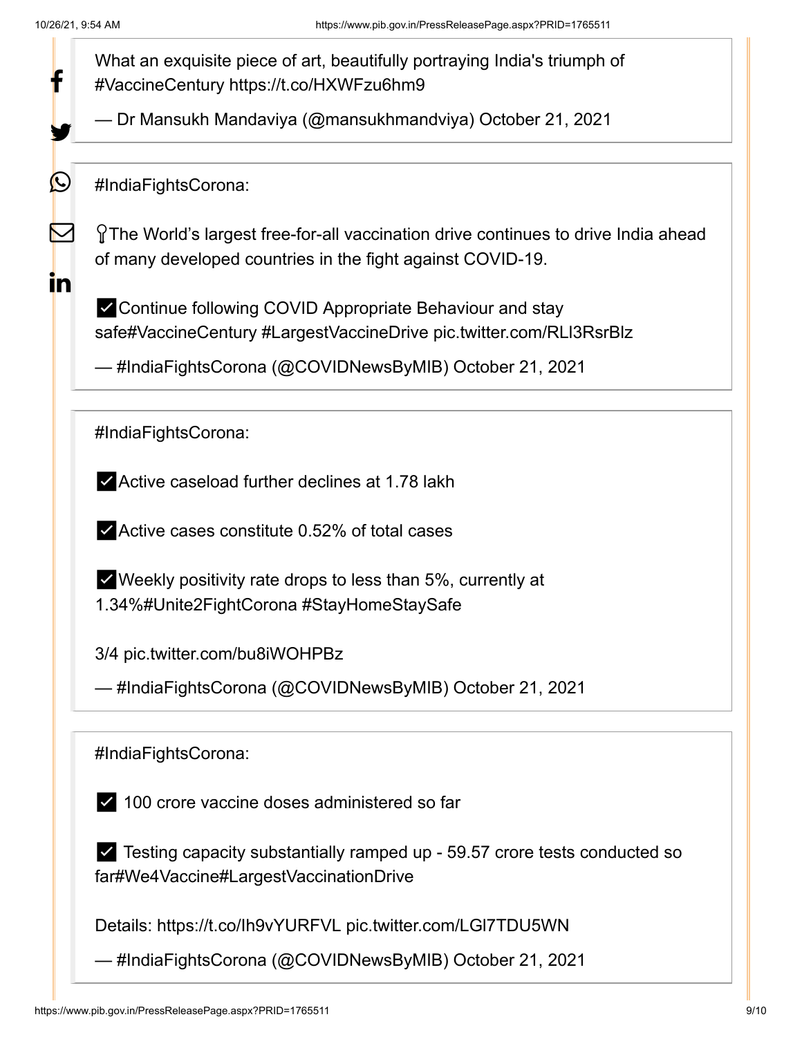What an exquisite piece of art, beautifully portraying India's triumph of #VaccineCentury https://t.co/HXWFzu6hm9

— Dr Mansukh Mandaviya (@mansukhmandviya) October 21, 2021

#IndiaFightsCorona:

📍The World's largest free-for-all vaccination drive continues to drive India ahead of many developed countries in the fight against COVID-19.

✅Continue following COVID Appropriate Behaviour and stay safe#VaccineCentury #LargestVaccineDrive pic.twitter.com/RLI3RsrBlz

— #IndiaFightsCorona (@COVIDNewsByMIB) October 21, 2021

#IndiaFightsCorona:

✅Active caseload further declines at 1.78 lakh

✅Active cases constitute 0.52% of total cases

✅Weekly positivity rate drops to less than 5%, currently at 1.34%#Unite2FightCorona #StayHomeStaySafe

3/4 pic.twitter.com/bu8iWOHPBz

— #IndiaFightsCorona (@COVIDNewsByMIB) October 21, 2021

#IndiaFightsCorona:

✅ 100 crore vaccine doses administered so far

✅ Testing capacity substantially ramped up - 59.57 crore tests conducted so far#We4Vaccine#LargestVaccinationDrive

Details: https://t.co/lh9vYURFVL pic.twitter.com/LGl7TDU5WN

— #IndiaFightsCorona (@COVIDNewsByMIB) October 21, 2021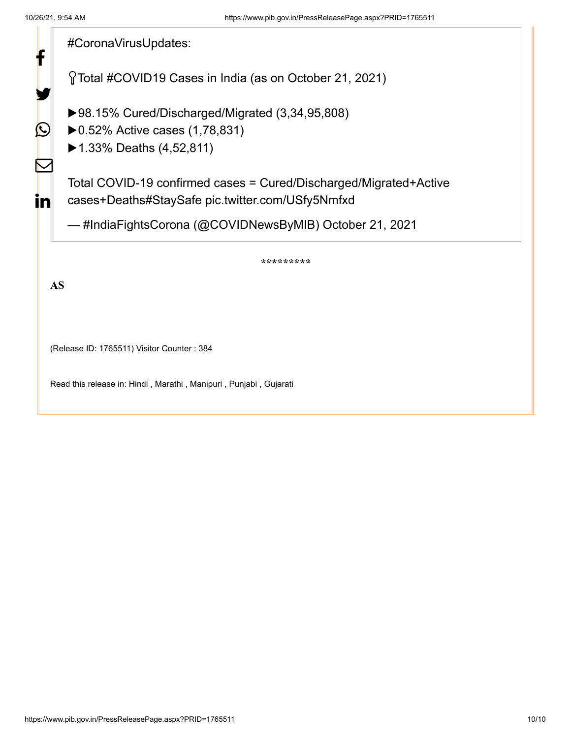#CoronaVirusUpdates:

📍Total #COVID19 Cases in India (as on October 21, 2021)

▶98.15% Cured/Discharged/Migrated (3,34,95,808)
▶0.52% Active cases (1,78,831)
▶1.33% Deaths (4,52,811)

Total COVID-19 confirmed cases = Cured/Discharged/Migrated+Active cases+Deaths#StaySafe pic.twitter.com/USfy5Nmfxd

— #IndiaFightsCorona (@COVIDNewsByMIB) October 21, 2021

*********

**AS**

(Release ID: 1765511) Visitor Counter : 384

Read this release in: Hindi , Marathi , Manipuri , Punjabi , Gujarati